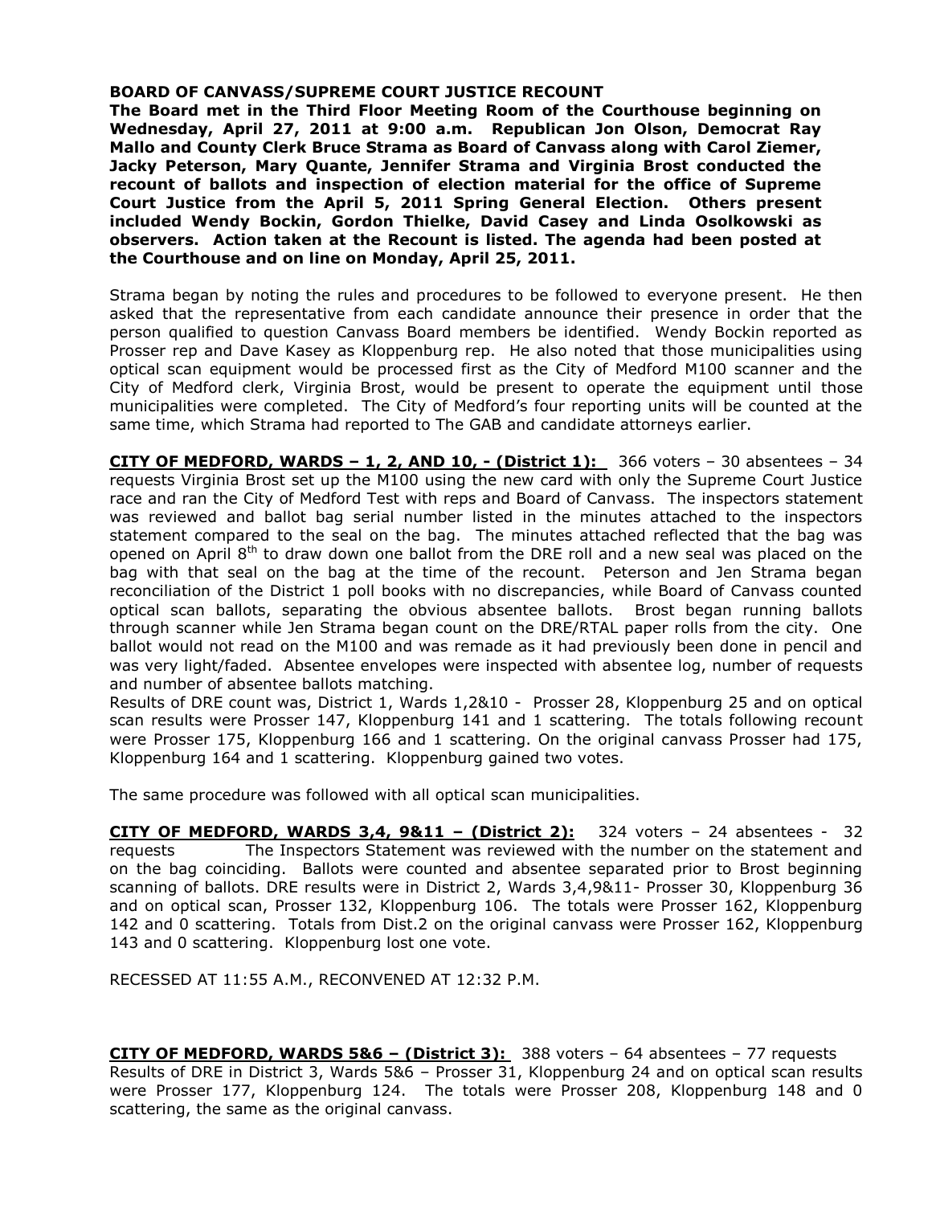**BOARD OF CANVASS/SUPREME COURT JUSTICE RECOUNT**

**The Board met in the Third Floor Meeting Room of the Courthouse beginning on Wednesday, April 27, 2011 at 9:00 a.m. Republican Jon Olson, Democrat Ray Mallo and County Clerk Bruce Strama as Board of Canvass along with Carol Ziemer, Jacky Peterson, Mary Quante, Jennifer Strama and Virginia Brost conducted the recount of ballots and inspection of election material for the office of Supreme Court Justice from the April 5, 2011 Spring General Election. Others present included Wendy Bockin, Gordon Thielke, David Casey and Linda Osolkowski as observers. Action taken at the Recount is listed. The agenda had been posted at the Courthouse and on line on Monday, April 25, 2011.**

Strama began by noting the rules and procedures to be followed to everyone present. He then asked that the representative from each candidate announce their presence in order that the person qualified to question Canvass Board members be identified. Wendy Bockin reported as Prosser rep and Dave Kasey as Kloppenburg rep. He also noted that those municipalities using optical scan equipment would be processed first as the City of Medford M100 scanner and the City of Medford clerk, Virginia Brost, would be present to operate the equipment until those municipalities were completed. The City of Medford's four reporting units will be counted at the same time, which Strama had reported to The GAB and candidate attorneys earlier.

**CITY OF MEDFORD, WARDS – 1, 2, AND 10, - (District 1):** 366 voters – 30 absentees – 34 requests Virginia Brost set up the M100 using the new card with only the Supreme Court Justice race and ran the City of Medford Test with reps and Board of Canvass. The inspectors statement was reviewed and ballot bag serial number listed in the minutes attached to the inspectors statement compared to the seal on the bag. The minutes attached reflected that the bag was opened on April 8th to draw down one ballot from the DRE roll and a new seal was placed on the bag with that seal on the bag at the time of the recount. Peterson and Jen Strama began reconciliation of the District 1 poll books with no discrepancies, while Board of Canvass counted optical scan ballots, separating the obvious absentee ballots. Brost began running ballots through scanner while Jen Strama began count on the DRE/RTAL paper rolls from the city. One ballot would not read on the M100 and was remade as it had previously been done in pencil and was very light/faded. Absentee envelopes were inspected with absentee log, number of requests and number of absentee ballots matching.

Results of DRE count was, District 1, Wards 1,2&10 - Prosser 28, Kloppenburg 25 and on optical scan results were Prosser 147, Kloppenburg 141 and 1 scattering. The totals following recount were Prosser 175, Kloppenburg 166 and 1 scattering. On the original canvass Prosser had 175, Kloppenburg 164 and 1 scattering. Kloppenburg gained two votes.

The same procedure was followed with all optical scan municipalities.

**CITY OF MEDFORD, WARDS 3,4, 9&11 – (District 2):** 324 voters – 24 absentees - 32 requests The Inspectors Statement was reviewed with the number on the statement and on the bag coinciding. Ballots were counted and absentee separated prior to Brost beginning scanning of ballots. DRE results were in District 2, Wards 3,4,9&11- Prosser 30, Kloppenburg 36 and on optical scan, Prosser 132, Kloppenburg 106. The totals were Prosser 162, Kloppenburg 142 and 0 scattering. Totals from Dist.2 on the original canvass were Prosser 162, Kloppenburg 143 and 0 scattering. Kloppenburg lost one vote.

RECESSED AT 11:55 A.M., RECONVENED AT 12:32 P.M.

**CITY OF MEDFORD, WARDS 5&6 – (District 3):** 388 voters – 64 absentees – 77 requests Results of DRE in District 3, Wards 5&6 – Prosser 31, Kloppenburg 24 and on optical scan results were Prosser 177, Kloppenburg 124. The totals were Prosser 208, Kloppenburg 148 and 0 scattering, the same as the original canvass.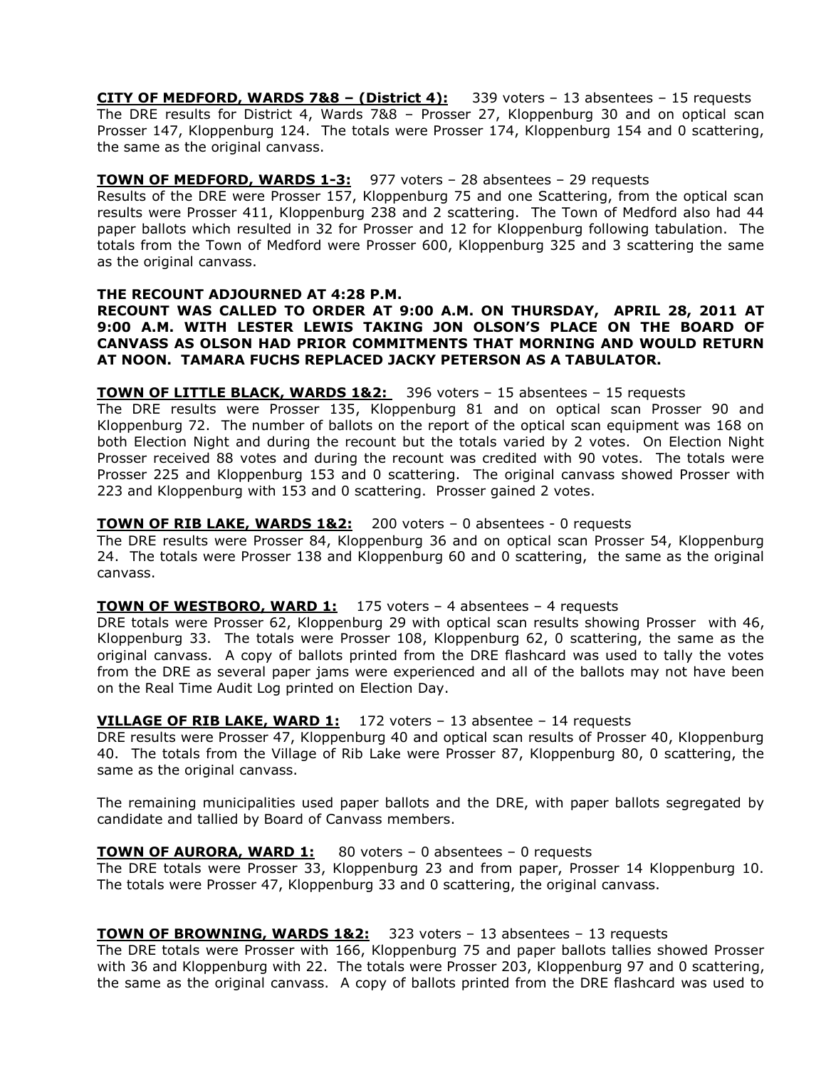**CITY OF MEDFORD, WARDS 7&8 – (District 4):** 339 voters – 13 absentees – 15 requests
The DRE results for District 4, Wards 7&8 – Prosser 27, Kloppenburg 30 and on optical scan Prosser 147, Kloppenburg 124. The totals were Prosser 174, Kloppenburg 154 and 0 scattering, the same as the original canvass.

**TOWN OF MEDFORD, WARDS 1-3:** 977 voters – 28 absentees – 29 requests
Results of the DRE were Prosser 157, Kloppenburg 75 and one Scattering, from the optical scan results were Prosser 411, Kloppenburg 238 and 2 scattering. The Town of Medford also had 44 paper ballots which resulted in 32 for Prosser and 12 for Kloppenburg following tabulation. The totals from the Town of Medford were Prosser 600, Kloppenburg 325 and 3 scattering the same as the original canvass.

**THE RECOUNT ADJOURNED AT 4:28 P.M.**
**RECOUNT WAS CALLED TO ORDER AT 9:00 A.M. ON THURSDAY, APRIL 28, 2011 AT 9:00 A.M. WITH LESTER LEWIS TAKING JON OLSON'S PLACE ON THE BOARD OF CANVASS AS OLSON HAD PRIOR COMMITMENTS THAT MORNING AND WOULD RETURN AT NOON. TAMARA FUCHS REPLACED JACKY PETERSON AS A TABULATOR.**

**TOWN OF LITTLE BLACK, WARDS 1&2:** 396 voters – 15 absentees – 15 requests
The DRE results were Prosser 135, Kloppenburg 81 and on optical scan Prosser 90 and Kloppenburg 72. The number of ballots on the report of the optical scan equipment was 168 on both Election Night and during the recount but the totals varied by 2 votes. On Election Night Prosser received 88 votes and during the recount was credited with 90 votes. The totals were Prosser 225 and Kloppenburg 153 and 0 scattering. The original canvass showed Prosser with 223 and Kloppenburg with 153 and 0 scattering. Prosser gained 2 votes.

**TOWN OF RIB LAKE, WARDS 1&2:** 200 voters – 0 absentees - 0 requests
The DRE results were Prosser 84, Kloppenburg 36 and on optical scan Prosser 54, Kloppenburg 24. The totals were Prosser 138 and Kloppenburg 60 and 0 scattering, the same as the original canvass.

**TOWN OF WESTBORO, WARD 1:** 175 voters – 4 absentees – 4 requests
DRE totals were Prosser 62, Kloppenburg 29 with optical scan results showing Prosser with 46, Kloppenburg 33. The totals were Prosser 108, Kloppenburg 62, 0 scattering, the same as the original canvass. A copy of ballots printed from the DRE flashcard was used to tally the votes from the DRE as several paper jams were experienced and all of the ballots may not have been on the Real Time Audit Log printed on Election Day.

**VILLAGE OF RIB LAKE, WARD 1:** 172 voters – 13 absentee – 14 requests
DRE results were Prosser 47, Kloppenburg 40 and optical scan results of Prosser 40, Kloppenburg 40. The totals from the Village of Rib Lake were Prosser 87, Kloppenburg 80, 0 scattering, the same as the original canvass.

The remaining municipalities used paper ballots and the DRE, with paper ballots segregated by candidate and tallied by Board of Canvass members.

**TOWN OF AURORA, WARD 1:** 80 voters – 0 absentees – 0 requests
The DRE totals were Prosser 33, Kloppenburg 23 and from paper, Prosser 14 Kloppenburg 10. The totals were Prosser 47, Kloppenburg 33 and 0 scattering, the original canvass.

**TOWN OF BROWNING, WARDS 1&2:** 323 voters – 13 absentees – 13 requests
The DRE totals were Prosser with 166, Kloppenburg 75 and paper ballots tallies showed Prosser with 36 and Kloppenburg with 22. The totals were Prosser 203, Kloppenburg 97 and 0 scattering, the same as the original canvass. A copy of ballots printed from the DRE flashcard was used to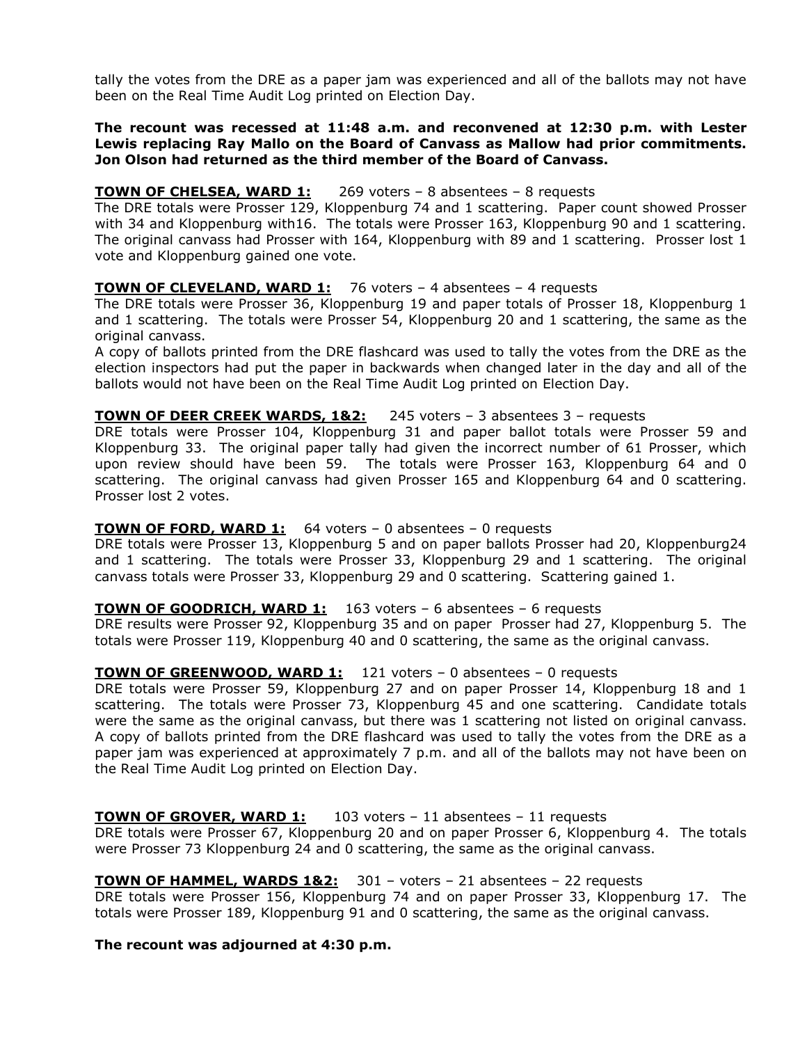tally the votes from the DRE as a paper jam was experienced and all of the ballots may not have been on the Real Time Audit Log printed on Election Day.

**The recount was recessed at 11:48 a.m. and reconvened at 12:30 p.m. with Lester Lewis replacing Ray Mallo on the Board of Canvass as Mallow had prior commitments. Jon Olson had returned as the third member of the Board of Canvass.**

**<u>TOWN OF CHELSEA, WARD 1:</u>** 269 voters – 8 absentees – 8 requests
The DRE totals were Prosser 129, Kloppenburg 74 and 1 scattering. Paper count showed Prosser with 34 and Kloppenburg with16. The totals were Prosser 163, Kloppenburg 90 and 1 scattering. The original canvass had Prosser with 164, Kloppenburg with 89 and 1 scattering. Prosser lost 1 vote and Kloppenburg gained one vote.

**<u>TOWN OF CLEVELAND, WARD 1:</u>** 76 voters – 4 absentees – 4 requests
The DRE totals were Prosser 36, Kloppenburg 19 and paper totals of Prosser 18, Kloppenburg 1 and 1 scattering. The totals were Prosser 54, Kloppenburg 20 and 1 scattering, the same as the original canvass.
A copy of ballots printed from the DRE flashcard was used to tally the votes from the DRE as the election inspectors had put the paper in backwards when changed later in the day and all of the ballots would not have been on the Real Time Audit Log printed on Election Day.

**<u>TOWN OF DEER CREEK WARDS, 1&2:</u>** 245 voters – 3 absentees 3 – requests
DRE totals were Prosser 104, Kloppenburg 31 and paper ballot totals were Prosser 59 and Kloppenburg 33. The original paper tally had given the incorrect number of 61 Prosser, which upon review should have been 59. The totals were Prosser 163, Kloppenburg 64 and 0 scattering. The original canvass had given Prosser 165 and Kloppenburg 64 and 0 scattering. Prosser lost 2 votes.

**<u>TOWN OF FORD, WARD 1:</u>** 64 voters – 0 absentees – 0 requests
DRE totals were Prosser 13, Kloppenburg 5 and on paper ballots Prosser had 20, Kloppenburg24 and 1 scattering. The totals were Prosser 33, Kloppenburg 29 and 1 scattering. The original canvass totals were Prosser 33, Kloppenburg 29 and 0 scattering. Scattering gained 1.

**<u>TOWN OF GOODRICH, WARD 1:</u>** 163 voters – 6 absentees – 6 requests
DRE results were Prosser 92, Kloppenburg 35 and on paper Prosser had 27, Kloppenburg 5. The totals were Prosser 119, Kloppenburg 40 and 0 scattering, the same as the original canvass.

**<u>TOWN OF GREENWOOD, WARD 1:</u>** 121 voters – 0 absentees – 0 requests
DRE totals were Prosser 59, Kloppenburg 27 and on paper Prosser 14, Kloppenburg 18 and 1 scattering. The totals were Prosser 73, Kloppenburg 45 and one scattering. Candidate totals were the same as the original canvass, but there was 1 scattering not listed on original canvass.
A copy of ballots printed from the DRE flashcard was used to tally the votes from the DRE as a paper jam was experienced at approximately 7 p.m. and all of the ballots may not have been on the Real Time Audit Log printed on Election Day.

**<u>TOWN OF GROVER, WARD 1:</u>** 103 voters – 11 absentees – 11 requests
DRE totals were Prosser 67, Kloppenburg 20 and on paper Prosser 6, Kloppenburg 4. The totals were Prosser 73 Kloppenburg 24 and 0 scattering, the same as the original canvass.

**<u>TOWN OF HAMMEL, WARDS 1&2:</u>** 301 – voters – 21 absentees – 22 requests
DRE totals were Prosser 156, Kloppenburg 74 and on paper Prosser 33, Kloppenburg 17. The totals were Prosser 189, Kloppenburg 91 and 0 scattering, the same as the original canvass.

**The recount was adjourned at 4:30 p.m.**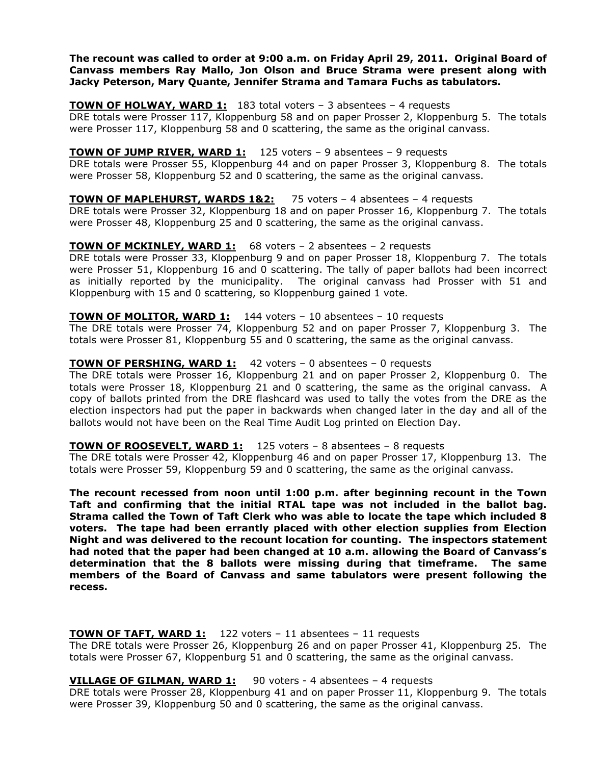**The recount was called to order at 9:00 a.m. on Friday April 29, 2011. Original Board of Canvass members Ray Mallo, Jon Olson and Bruce Strama were present along with Jacky Peterson, Mary Quante, Jennifer Strama and Tamara Fuchs as tabulators.**

**TOWN OF HOLWAY, WARD 1:** 183 total voters – 3 absentees – 4 requests
DRE totals were Prosser 117, Kloppenburg 58 and on paper Prosser 2, Kloppenburg 5. The totals were Prosser 117, Kloppenburg 58 and 0 scattering, the same as the original canvass.

**TOWN OF JUMP RIVER, WARD 1:** 125 voters – 9 absentees – 9 requests
DRE totals were Prosser 55, Kloppenburg 44 and on paper Prosser 3, Kloppenburg 8. The totals were Prosser 58, Kloppenburg 52 and 0 scattering, the same as the original canvass.

**TOWN OF MAPLEHURST, WARDS 1&2:** 75 voters – 4 absentees – 4 requests
DRE totals were Prosser 32, Kloppenburg 18 and on paper Prosser 16, Kloppenburg 7. The totals were Prosser 48, Kloppenburg 25 and 0 scattering, the same as the original canvass.

**TOWN OF MCKINLEY, WARD 1:** 68 voters – 2 absentees – 2 requests
DRE totals were Prosser 33, Kloppenburg 9 and on paper Prosser 18, Kloppenburg 7. The totals were Prosser 51, Kloppenburg 16 and 0 scattering. The tally of paper ballots had been incorrect as initially reported by the municipality. The original canvass had Prosser with 51 and Kloppenburg with 15 and 0 scattering, so Kloppenburg gained 1 vote.

**TOWN OF MOLITOR, WARD 1:** 144 voters – 10 absentees – 10 requests
The DRE totals were Prosser 74, Kloppenburg 52 and on paper Prosser 7, Kloppenburg 3. The totals were Prosser 81, Kloppenburg 55 and 0 scattering, the same as the original canvass.

**TOWN OF PERSHING, WARD 1:** 42 voters – 0 absentees – 0 requests
The DRE totals were Prosser 16, Kloppenburg 21 and on paper Prosser 2, Kloppenburg 0. The totals were Prosser 18, Kloppenburg 21 and 0 scattering, the same as the original canvass. A copy of ballots printed from the DRE flashcard was used to tally the votes from the DRE as the election inspectors had put the paper in backwards when changed later in the day and all of the ballots would not have been on the Real Time Audit Log printed on Election Day.

**TOWN OF ROOSEVELT, WARD 1:** 125 voters – 8 absentees – 8 requests
The DRE totals were Prosser 42, Kloppenburg 46 and on paper Prosser 17, Kloppenburg 13. The totals were Prosser 59, Kloppenburg 59 and 0 scattering, the same as the original canvass.

**The recount recessed from noon until 1:00 p.m. after beginning recount in the Town Taft and confirming that the initial RTAL tape was not included in the ballot bag. Strama called the Town of Taft Clerk who was able to locate the tape which included 8 voters. The tape had been errantly placed with other election supplies from Election Night and was delivered to the recount location for counting. The inspectors statement had noted that the paper had been changed at 10 a.m. allowing the Board of Canvass's determination that the 8 ballots were missing during that timeframe. The same members of the Board of Canvass and same tabulators were present following the recess.**

**TOWN OF TAFT, WARD 1:** 122 voters – 11 absentees – 11 requests
The DRE totals were Prosser 26, Kloppenburg 26 and on paper Prosser 41, Kloppenburg 25. The totals were Prosser 67, Kloppenburg 51 and 0 scattering, the same as the original canvass.

**VILLAGE OF GILMAN, WARD 1:** 90 voters - 4 absentees – 4 requests
DRE totals were Prosser 28, Kloppenburg 41 and on paper Prosser 11, Kloppenburg 9. The totals were Prosser 39, Kloppenburg 50 and 0 scattering, the same as the original canvass.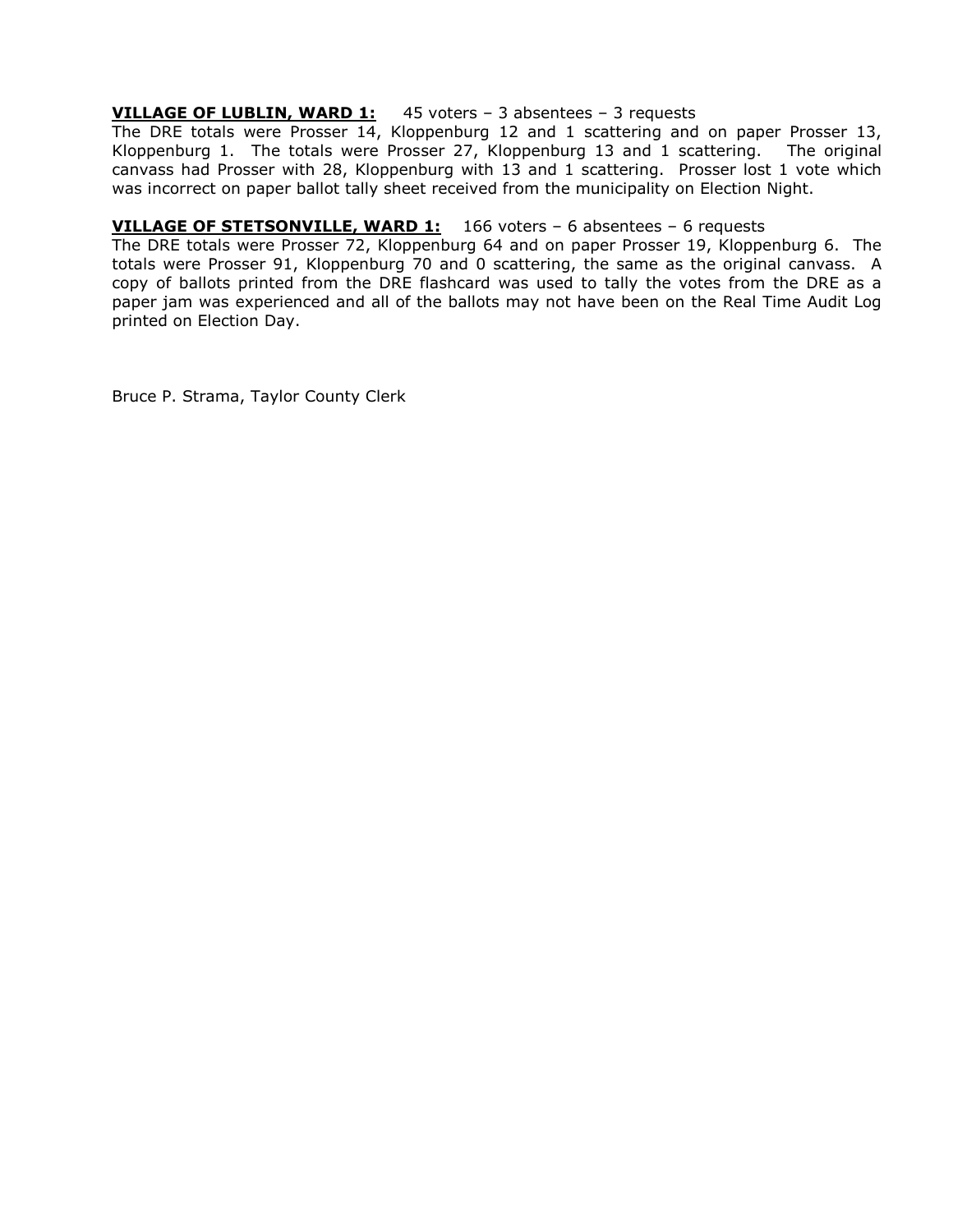**<u>VILLAGE OF LUBLIN, WARD 1:</u>** 45 voters – 3 absentees – 3 requests
The DRE totals were Prosser 14, Kloppenburg 12 and 1 scattering and on paper Prosser 13, Kloppenburg 1. The totals were Prosser 27, Kloppenburg 13 and 1 scattering. The original canvass had Prosser with 28, Kloppenburg with 13 and 1 scattering. Prosser lost 1 vote which was incorrect on paper ballot tally sheet received from the municipality on Election Night.

**<u>VILLAGE OF STETSONVILLE, WARD 1:</u>** 166 voters – 6 absentees – 6 requests
The DRE totals were Prosser 72, Kloppenburg 64 and on paper Prosser 19, Kloppenburg 6. The totals were Prosser 91, Kloppenburg 70 and 0 scattering, the same as the original canvass. A copy of ballots printed from the DRE flashcard was used to tally the votes from the DRE as a paper jam was experienced and all of the ballots may not have been on the Real Time Audit Log printed on Election Day.

Bruce P. Strama, Taylor County Clerk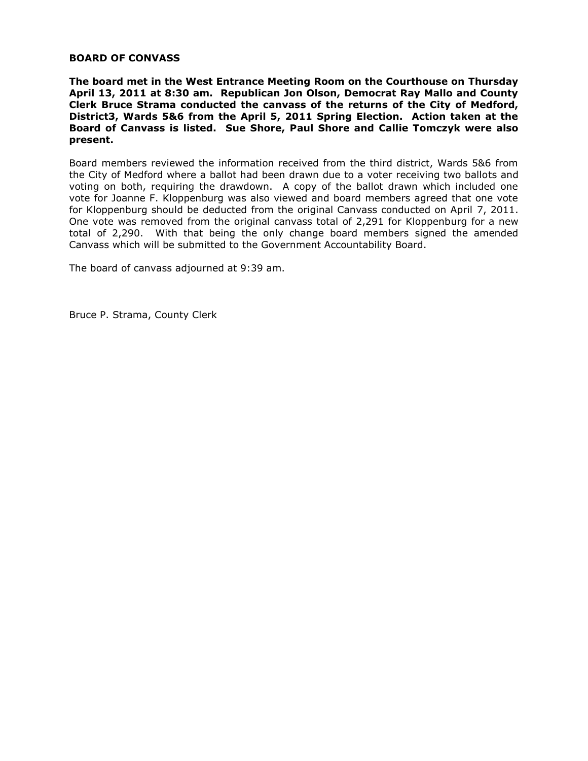**BOARD OF CONVASS**

**The board met in the West Entrance Meeting Room on the Courthouse on Thursday April 13, 2011 at 8:30 am. Republican Jon Olson, Democrat Ray Mallo and County Clerk Bruce Strama conducted the canvass of the returns of the City of Medford, District3, Wards 5&6 from the April 5, 2011 Spring Election. Action taken at the Board of Canvass is listed. Sue Shore, Paul Shore and Callie Tomczyk were also present.**

Board members reviewed the information received from the third district, Wards 5&6 from the City of Medford where a ballot had been drawn due to a voter receiving two ballots and voting on both, requiring the drawdown. A copy of the ballot drawn which included one vote for Joanne F. Kloppenburg was also viewed and board members agreed that one vote for Kloppenburg should be deducted from the original Canvass conducted on April 7, 2011. One vote was removed from the original canvass total of 2,291 for Kloppenburg for a new total of 2,290. With that being the only change board members signed the amended Canvass which will be submitted to the Government Accountability Board.

The board of canvass adjourned at 9:39 am.

Bruce P. Strama, County Clerk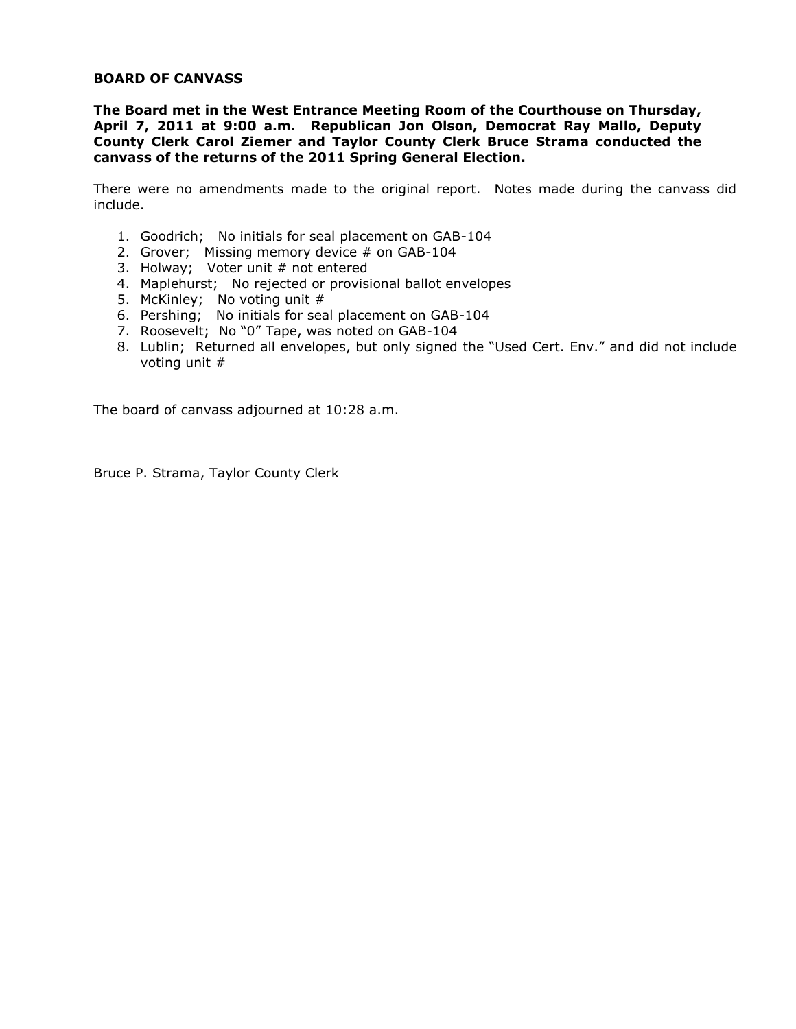**BOARD OF CANVASS**

**The Board met in the West Entrance Meeting Room of the Courthouse on Thursday, April 7, 2011 at 9:00 a.m. Republican Jon Olson, Democrat Ray Mallo, Deputy County Clerk Carol Ziemer and Taylor County Clerk Bruce Strama conducted the canvass of the returns of the 2011 Spring General Election.**

There were no amendments made to the original report. Notes made during the canvass did include.

1. Goodrich; No initials for seal placement on GAB-104
2. Grover; Missing memory device # on GAB-104
3. Holway; Voter unit # not entered
4. Maplehurst; No rejected or provisional ballot envelopes
5. McKinley; No voting unit #
6. Pershing; No initials for seal placement on GAB-104
7. Roosevelt; No "0" Tape, was noted on GAB-104
8. Lublin; Returned all envelopes, but only signed the "Used Cert. Env." and did not include voting unit #

The board of canvass adjourned at 10:28 a.m.

Bruce P. Strama, Taylor County Clerk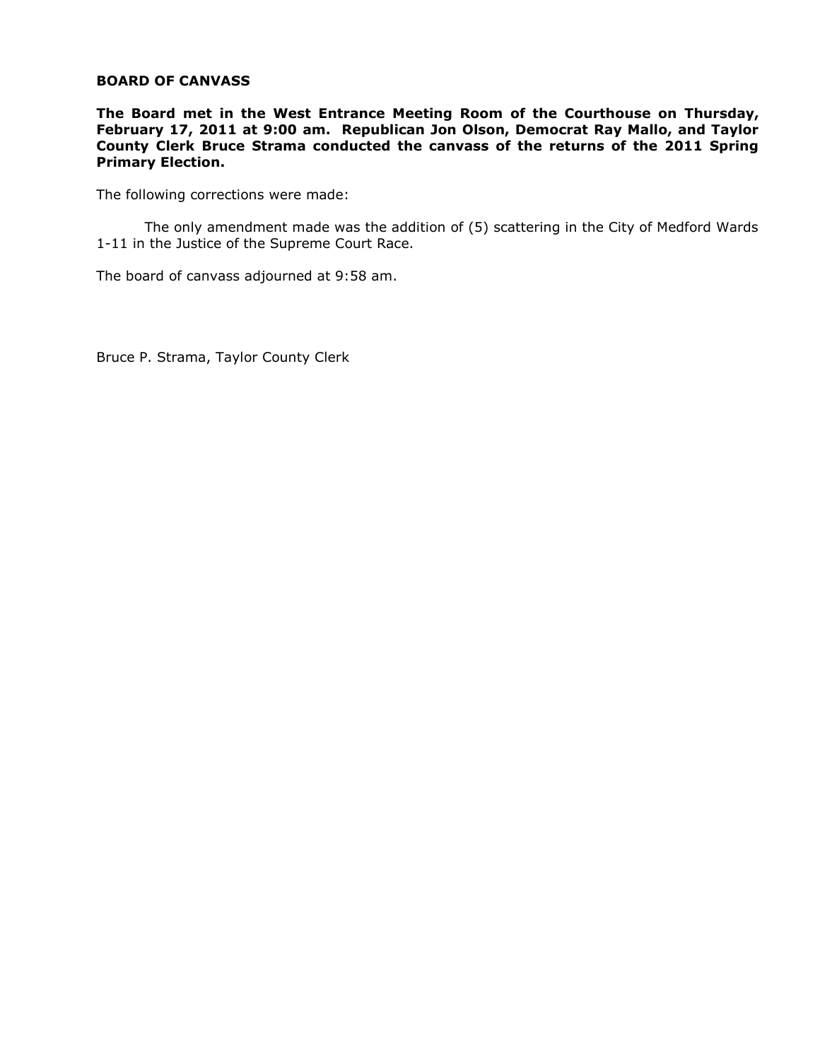**BOARD OF CANVASS**

**The Board met in the West Entrance Meeting Room of the Courthouse on Thursday, February 17, 2011 at 9:00 am. Republican Jon Olson, Democrat Ray Mallo, and Taylor County Clerk Bruce Strama conducted the canvass of the returns of the 2011 Spring Primary Election.**

The following corrections were made:

The only amendment made was the addition of (5) scattering in the City of Medford Wards 1-11 in the Justice of the Supreme Court Race.

The board of canvass adjourned at 9:58 am.

Bruce P. Strama, Taylor County Clerk